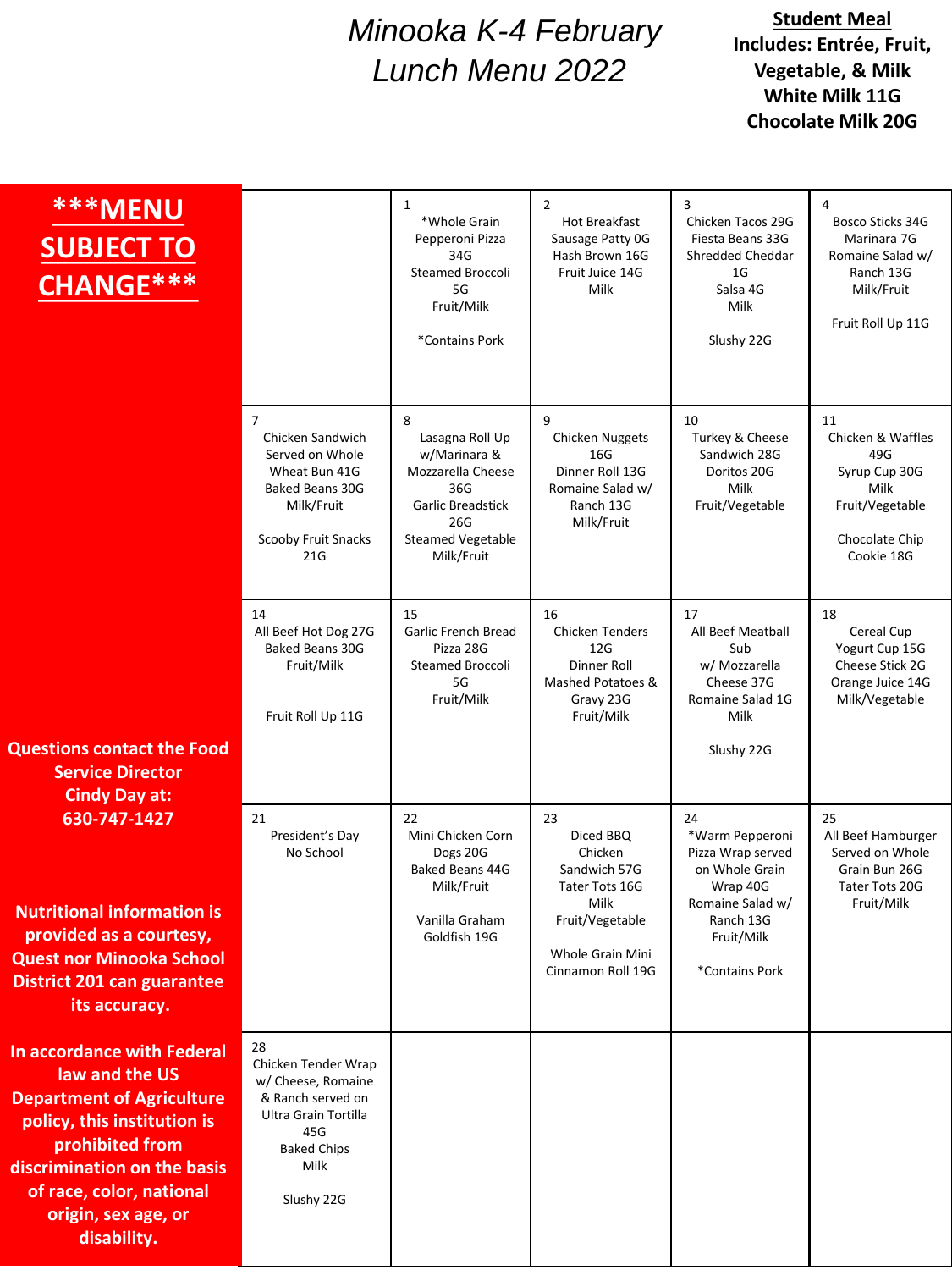# Minooka K-4 February Lunch Menu 2022

**Student Meal Includes: Entrée, Fruit, Vegetable, & Milk**
**White Milk 11G**
**Chocolate Milk 20G**

**\*\*\*MENU SUBJECT TO CHANGE\*\*\***

| | | | | |
|---|---|---|---|---|
| | 1<br>\*Whole Grain Pepperoni Pizza 34G<br>Steamed Broccoli 5G<br>Fruit/Milk<br><br>\*Contains Pork | 2<br>Hot Breakfast<br>Sausage Patty 0G<br>Hash Brown 16G<br>Fruit Juice 14G<br>Milk | 3<br>Chicken Tacos 29G<br>Fiesta Beans 33G<br>Shredded Cheddar 1G<br>Salsa 4G<br>Milk<br><br>Slushy 22G | 4<br>Bosco Sticks 34G<br>Marinara 7G<br>Romaine Salad w/ Ranch 13G<br>Milk/Fruit<br><br>Fruit Roll Up 11G |
| 7<br>Chicken Sandwich Served on Whole Wheat Bun 41G<br>Baked Beans 30G<br>Milk/Fruit<br><br>Scooby Fruit Snacks 21G | 8<br>Lasagna Roll Up w/Marinara & Mozzarella Cheese 36G<br>Garlic Breadstick 26G<br>Steamed Vegetable<br>Milk/Fruit | 9<br>Chicken Nuggets 16G<br>Dinner Roll 13G<br>Romaine Salad w/ Ranch 13G<br>Milk/Fruit | 10<br>Turkey & Cheese Sandwich 28G<br>Doritos 20G<br>Milk<br>Fruit/Vegetable | 11<br>Chicken & Waffles 49G<br>Syrup Cup 30G<br>Milk<br>Fruit/Vegetable<br><br>Chocolate Chip Cookie 18G |
| 14<br>All Beef Hot Dog 27G<br>Baked Beans 30G<br>Fruit/Milk<br><br>Fruit Roll Up 11G | 15<br>Garlic French Bread Pizza 28G<br>Steamed Broccoli 5G<br>Fruit/Milk | 16<br>Chicken Tenders 12G<br>Dinner Roll<br>Mashed Potatoes & Gravy 23G<br>Fruit/Milk | 17<br>All Beef Meatball Sub w/ Mozzarella Cheese 37G<br>Romaine Salad 1G<br>Milk<br><br>Slushy 22G | 18<br>Cereal Cup<br>Yogurt Cup 15G<br>Cheese Stick 2G<br>Orange Juice 14G<br>Milk/Vegetable |
| 21<br>President's Day<br>No School | 22<br>Mini Chicken Corn Dogs 20G<br>Baked Beans 44G<br>Milk/Fruit<br><br>Vanilla Graham Goldfish 19G | 23<br>Diced BBQ Chicken Sandwich 57G<br>Tater Tots 16G<br>Milk<br>Fruit/Vegetable<br><br>Whole Grain Mini Cinnamon Roll 19G | 24<br>\*Warm Pepperoni Pizza Wrap served on Whole Grain Wrap 40G<br>Romaine Salad w/ Ranch 13G<br>Fruit/Milk<br><br>\*Contains Pork | 25<br>All Beef Hamburger Served on Whole Grain Bun 26G<br>Tater Tots 20G<br>Fruit/Milk |
| 28<br>Chicken Tender Wrap w/ Cheese, Romaine & Ranch served on Ultra Grain Tortilla 45G<br>Baked Chips<br>Milk<br><br>Slushy 22G | | | | |

**Questions contact the Food Service Director Cindy Day at: 630-747-1427**

**Nutritional information is provided as a courtesy, Quest nor Minooka School District 201 can guarantee its accuracy.**

**In accordance with Federal law and the US Department of Agriculture policy, this institution is prohibited from discrimination on the basis of race, color, national origin, sex age, or disability.**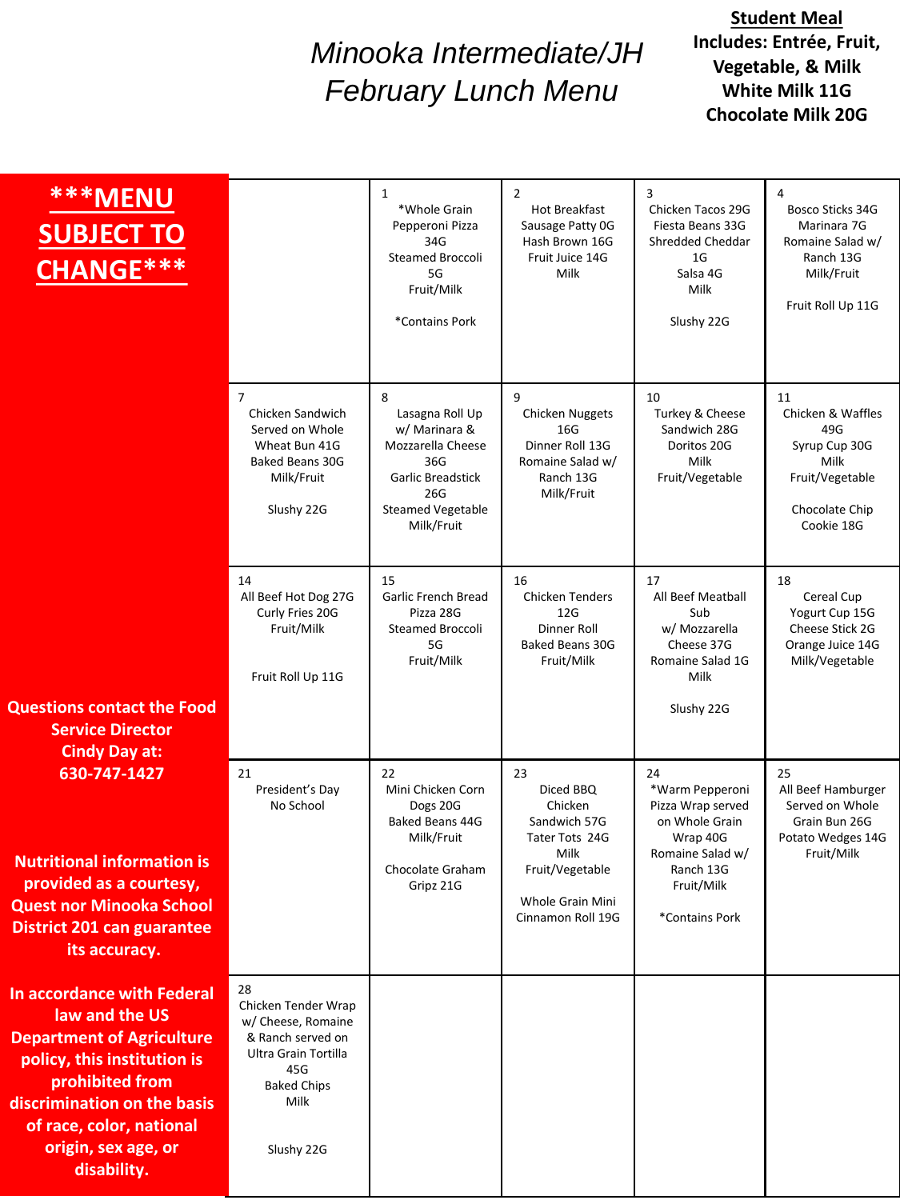# *Minooka Intermediate/JH February Lunch Menu*

**Student Meal**
**Includes: Entrée, Fruit, Vegetable, & Milk**
**White Milk 11G**
**Chocolate Milk 20G**

**\*\*\*MENU SUBJECT TO CHANGE\*\*\***

| | | | | |
|---|---|---|---|---|
| | 1<br>*Whole Grain Pepperoni Pizza 34G<br>Steamed Broccoli 5G<br>Fruit/Milk<br><br>*Contains Pork | 2<br>Hot Breakfast<br>Sausage Patty 0G<br>Hash Brown 16G<br>Fruit Juice 14G<br>Milk | 3<br>Chicken Tacos 29G<br>Fiesta Beans 33G<br>Shredded Cheddar 1G<br>Salsa 4G<br>Milk<br><br>Slushy 22G | 4<br>Bosco Sticks 34G<br>Marinara 7G<br>Romaine Salad w/ Ranch 13G<br>Milk/Fruit<br><br>Fruit Roll Up 11G |
| 7<br>Chicken Sandwich Served on Whole Wheat Bun 41G<br>Baked Beans 30G<br>Milk/Fruit<br><br>Slushy 22G | 8<br>Lasagna Roll Up w/ Marinara & Mozzarella Cheese 36G<br>Garlic Breadstick 26G<br>Steamed Vegetable<br>Milk/Fruit | 9<br>Chicken Nuggets 16G<br>Dinner Roll 13G<br>Romaine Salad w/ Ranch 13G<br>Milk/Fruit | 10<br>Turkey & Cheese Sandwich 28G<br>Doritos 20G<br>Milk<br>Fruit/Vegetable | 11<br>Chicken & Waffles 49G<br>Syrup Cup 30G<br>Milk<br>Fruit/Vegetable<br><br>Chocolate Chip Cookie 18G |
| 14<br>All Beef Hot Dog 27G<br>Curly Fries 20G<br>Fruit/Milk<br><br>Fruit Roll Up 11G | 15<br>Garlic French Bread Pizza 28G<br>Steamed Broccoli 5G<br>Fruit/Milk | 16<br>Chicken Tenders 12G<br>Dinner Roll<br>Baked Beans 30G<br>Fruit/Milk | 17<br>All Beef Meatball Sub w/ Mozzarella Cheese 37G<br>Romaine Salad 1G<br>Milk<br><br>Slushy 22G | 18<br>Cereal Cup<br>Yogurt Cup 15G<br>Cheese Stick 2G<br>Orange Juice 14G<br>Milk/Vegetable |
| 21<br>President's Day<br>No School | 22<br>Mini Chicken Corn Dogs 20G<br>Baked Beans 44G<br>Milk/Fruit<br><br>Chocolate Graham Gripz 21G | 23<br>Diced BBQ Chicken Sandwich 57G<br>Tater Tots 24G<br>Milk<br>Fruit/Vegetable<br><br>Whole Grain Mini Cinnamon Roll 19G | 24<br>*Warm Pepperoni Pizza Wrap served on Whole Grain Wrap 40G<br>Romaine Salad w/ Ranch 13G<br>Fruit/Milk<br><br>*Contains Pork | 25<br>All Beef Hamburger Served on Whole Grain Bun 26G<br>Potato Wedges 14G<br>Fruit/Milk |
| 28<br>Chicken Tender Wrap w/ Cheese, Romaine & Ranch served on Ultra Grain Tortilla 45G<br>Baked Chips<br>Milk<br><br>Slushy 22G | | | | |

**Questions contact the Food Service Director Cindy Day at: 630-747-1427**

**Nutritional information is provided as a courtesy, Quest nor Minooka School District 201 can guarantee its accuracy.**

**In accordance with Federal law and the US Department of Agriculture policy, this institution is prohibited from discrimination on the basis of race, color, national origin, sex age, or disability.**